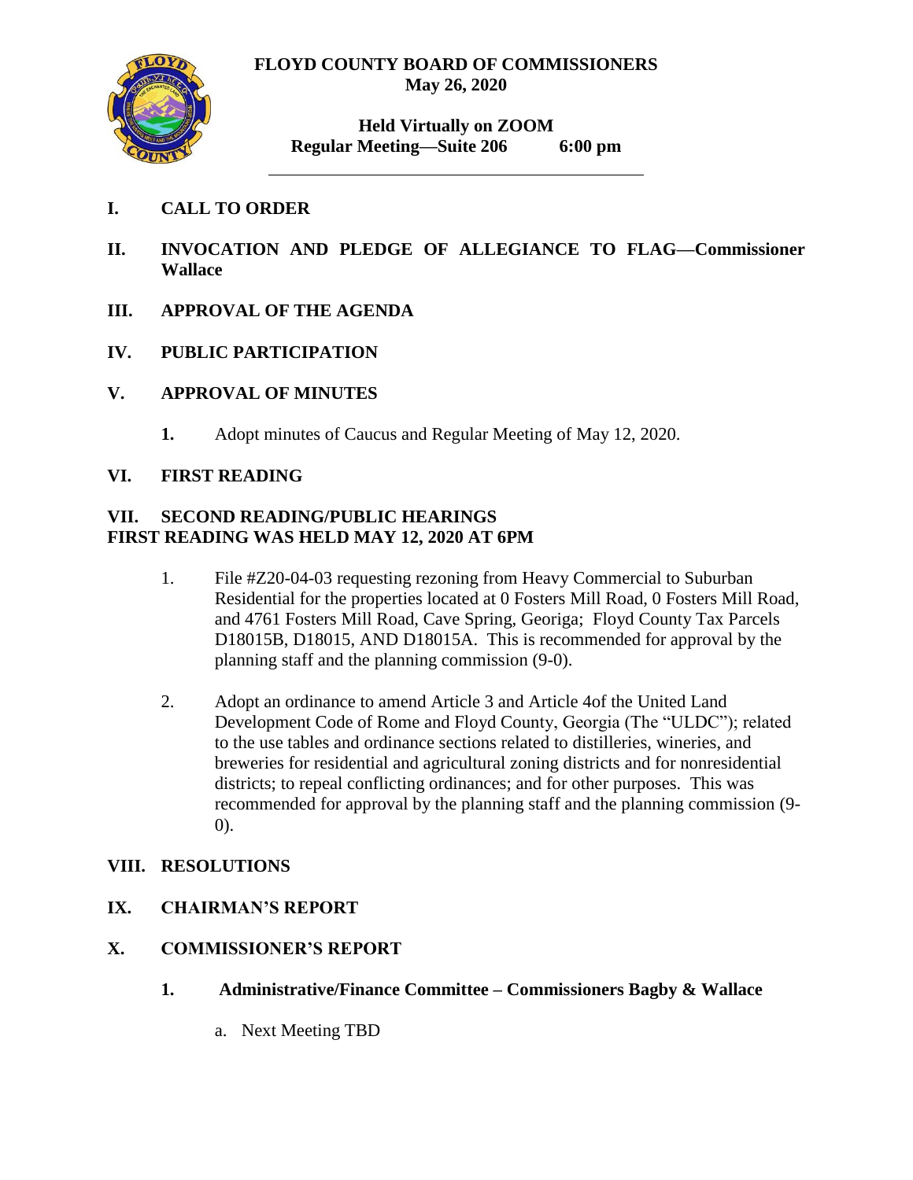**FLOYD COUNTY BOARD OF COMMISSIONERS**
**May 26, 2020**

**Held Virtually on ZOOM**
**Regular Meeting—Suite 206 6:00 pm**

---

## I. CALL TO ORDER

## II. INVOCATION AND PLEDGE OF ALLEGIANCE TO FLAG—Commissioner Wallace

## III. APPROVAL OF THE AGENDA

## IV. PUBLIC PARTICIPATION

## V. APPROVAL OF MINUTES

**1.** Adopt minutes of Caucus and Regular Meeting of May 12, 2020.

## VI. FIRST READING

## VII. SECOND READING/PUBLIC HEARINGS
**FIRST READING WAS HELD MAY 12, 2020 AT 6PM**

1. File #Z20-04-03 requesting rezoning from Heavy Commercial to Suburban Residential for the properties located at 0 Fosters Mill Road, 0 Fosters Mill Road, and 4761 Fosters Mill Road, Cave Spring, Georiga; Floyd County Tax Parcels D18015B, D18015, AND D18015A. This is recommended for approval by the planning staff and the planning commission (9-0).

2. Adopt an ordinance to amend Article 3 and Article 4of the United Land Development Code of Rome and Floyd County, Georgia (The "ULDC"); related to the use tables and ordinance sections related to distilleries, wineries, and breweries for residential and agricultural zoning districts and for nonresidential districts; to repeal conflicting ordinances; and for other purposes. This was recommended for approval by the planning staff and the planning commission (9-0).

## VIII. RESOLUTIONS

## IX. CHAIRMAN'S REPORT

## X. COMMISSIONER'S REPORT

**1. Administrative/Finance Committee – Commissioners Bagby & Wallace**

a. Next Meeting TBD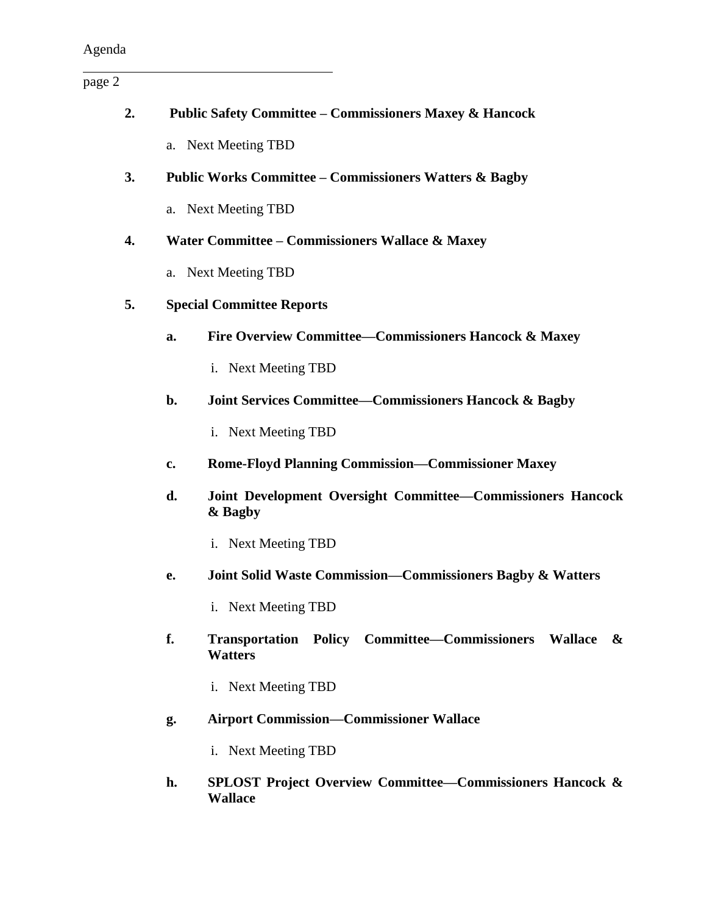2. **Public Safety Committee – Commissioners Maxey & Hancock**

    a. Next Meeting TBD

3. **Public Works Committee – Commissioners Watters & Bagby**

    a. Next Meeting TBD

4. **Water Committee – Commissioners Wallace & Maxey**

    a. Next Meeting TBD

5. **Special Committee Reports**

    a. **Fire Overview Committee—Commissioners Hancock & Maxey**

        i. Next Meeting TBD

    b. **Joint Services Committee—Commissioners Hancock & Bagby**

        i. Next Meeting TBD

    c. **Rome-Floyd Planning Commission—Commissioner Maxey**

    d. **Joint Development Oversight Committee—Commissioners Hancock & Bagby**

        i. Next Meeting TBD

    e. **Joint Solid Waste Commission—Commissioners Bagby & Watters**

        i. Next Meeting TBD

    f. **Transportation Policy Committee—Commissioners Wallace & Watters**

        i. Next Meeting TBD

    g. **Airport Commission—Commissioner Wallace**

        i. Next Meeting TBD

    h. **SPLOST Project Overview Committee—Commissioners Hancock & Wallace**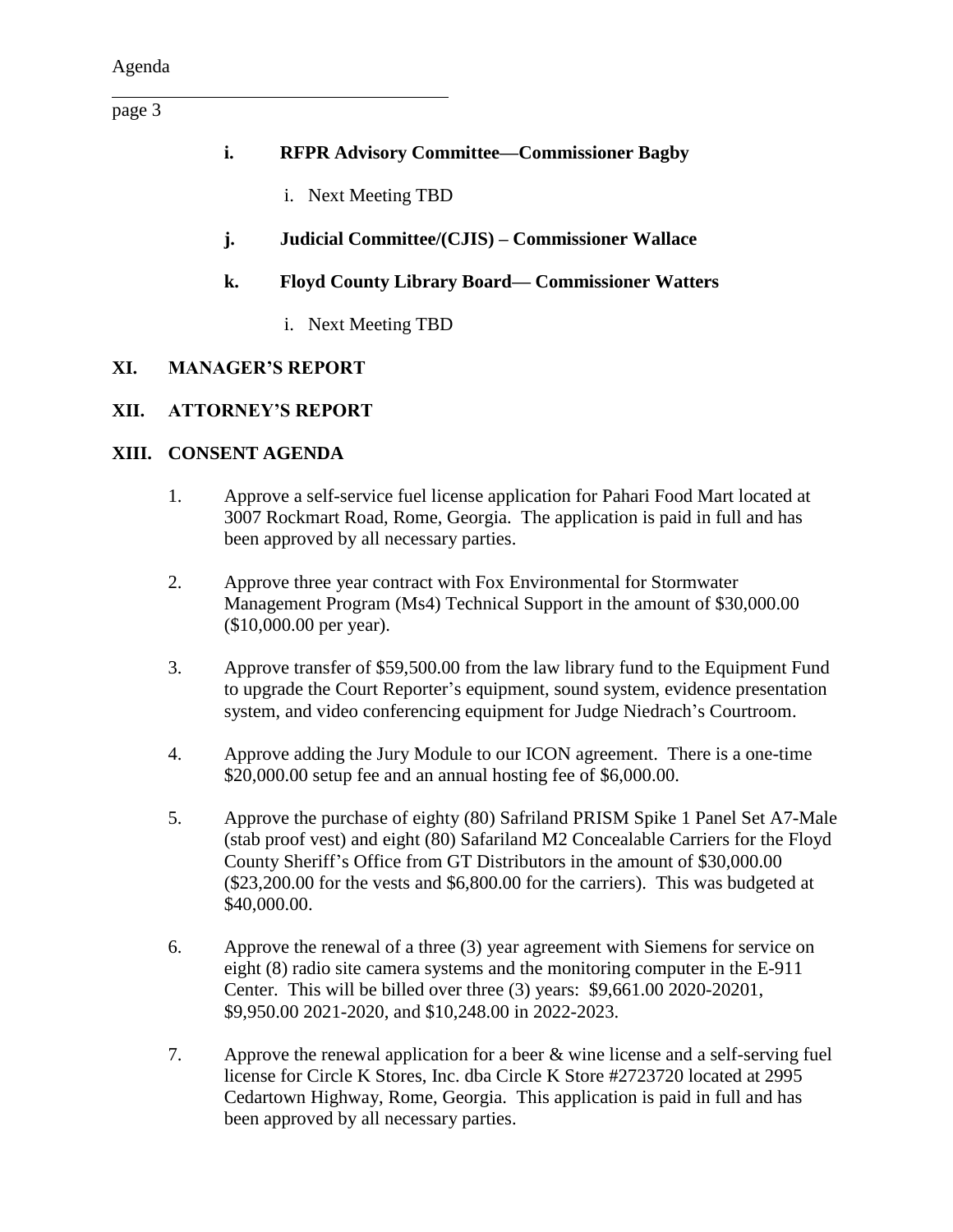- **i. RFPR Advisory Committee—Commissioner Bagby**
    - i. Next Meeting TBD
- **j. Judicial Committee/(CJIS) – Commissioner Wallace**
- **k. Floyd County Library Board— Commissioner Watters**
    - i. Next Meeting TBD

## XI. MANAGER'S REPORT

## XII. ATTORNEY'S REPORT

## XIII. CONSENT AGENDA

1. Approve a self-service fuel license application for Pahari Food Mart located at 3007 Rockmart Road, Rome, Georgia. The application is paid in full and has been approved by all necessary parties.

2. Approve three year contract with Fox Environmental for Stormwater Management Program (Ms4) Technical Support in the amount of $30,000.00 ($10,000.00 per year).

3. Approve transfer of $59,500.00 from the law library fund to the Equipment Fund to upgrade the Court Reporter's equipment, sound system, evidence presentation system, and video conferencing equipment for Judge Niedrach's Courtroom.

4. Approve adding the Jury Module to our ICON agreement. There is a one-time $20,000.00 setup fee and an annual hosting fee of $6,000.00.

5. Approve the purchase of eighty (80) Safriland PRISM Spike 1 Panel Set A7-Male (stab proof vest) and eight (80) Safariland M2 Concealable Carriers for the Floyd County Sheriff's Office from GT Distributors in the amount of $30,000.00 ($23,200.00 for the vests and $6,800.00 for the carriers). This was budgeted at $40,000.00.

6. Approve the renewal of a three (3) year agreement with Siemens for service on eight (8) radio site camera systems and the monitoring computer in the E-911 Center. This will be billed over three (3) years: $9,661.00 2020-20201, $9,950.00 2021-2020, and $10,248.00 in 2022-2023.

7. Approve the renewal application for a beer & wine license and a self-serving fuel license for Circle K Stores, Inc. dba Circle K Store #2723720 located at 2995 Cedartown Highway, Rome, Georgia. This application is paid in full and has been approved by all necessary parties.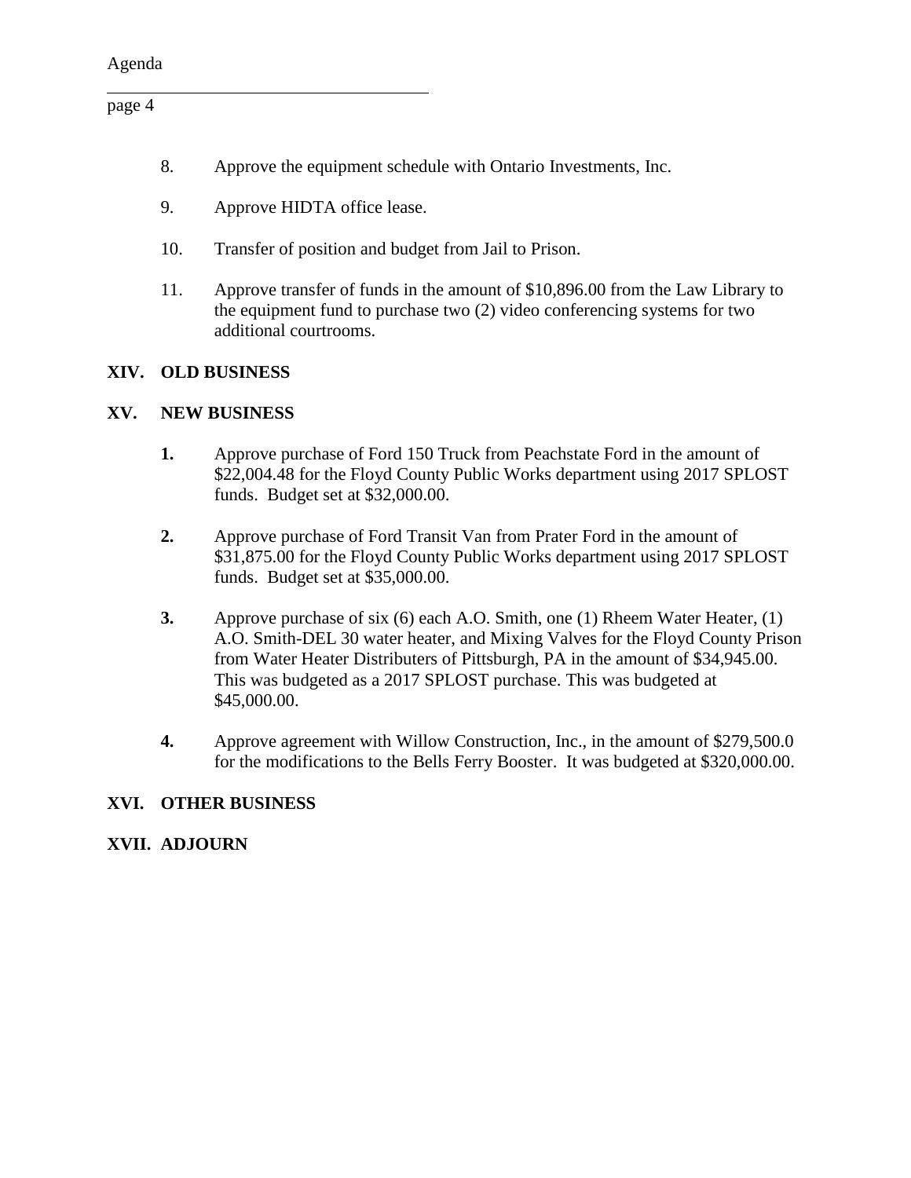8. Approve the equipment schedule with Ontario Investments, Inc.

9. Approve HIDTA office lease.

10. Transfer of position and budget from Jail to Prison.

11. Approve transfer of funds in the amount of $10,896.00 from the Law Library to the equipment fund to purchase two (2) video conferencing systems for two additional courtrooms.

## XIV. OLD BUSINESS

## XV. NEW BUSINESS

**1.** Approve purchase of Ford 150 Truck from Peachstate Ford in the amount of $22,004.48 for the Floyd County Public Works department using 2017 SPLOST funds. Budget set at $32,000.00.

**2.** Approve purchase of Ford Transit Van from Prater Ford in the amount of $31,875.00 for the Floyd County Public Works department using 2017 SPLOST funds. Budget set at $35,000.00.

**3.** Approve purchase of six (6) each A.O. Smith, one (1) Rheem Water Heater, (1) A.O. Smith-DEL 30 water heater, and Mixing Valves for the Floyd County Prison from Water Heater Distributers of Pittsburgh, PA in the amount of $34,945.00. This was budgeted as a 2017 SPLOST purchase. This was budgeted at $45,000.00.

**4.** Approve agreement with Willow Construction, Inc., in the amount of $279,500.0 for the modifications to the Bells Ferry Booster. It was budgeted at $320,000.00.

## XVI. OTHER BUSINESS

## XVII. ADJOURN